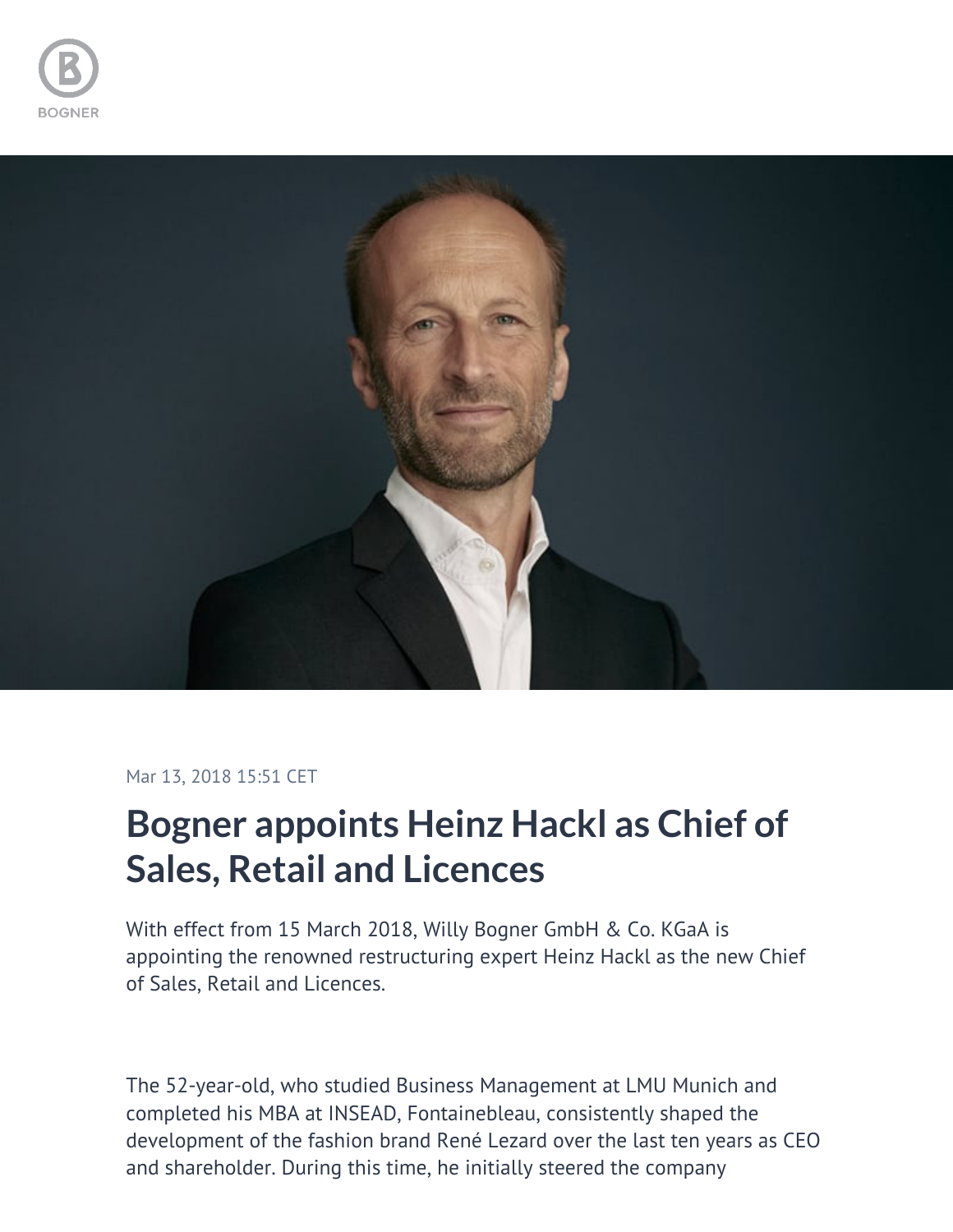Mar 13, 2018 15:51 CET

# Bogner appoints Heinz Hackl as Chief of Sales, Retail and Licences

With effect from 15 March 2018, Willy Bogner GmbH & Co. KGaA is appointing the renowned restructuring expert Heinz Hackl as the new Chief of Sales, Retail and Licences.

The 52-year-old, who studied Business Management at LMU Munich and completed his MBA at INSEAD, Fontainebleau, consistently shaped the development of the fashion brand René Lezard over the last ten years as CEO and shareholder. During this time, he initially steered the company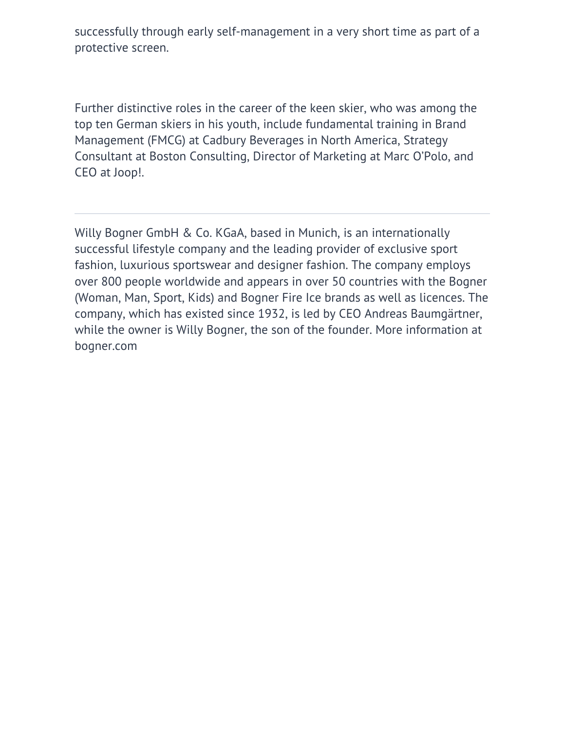successfully through early self-management in a very short time as part of a protective screen.

Further distinctive roles in the career of the keen skier, who was among the top ten German skiers in his youth, include fundamental training in Brand Management (FMCG) at Cadbury Beverages in North America, Strategy Consultant at Boston Consulting, Director of Marketing at Marc O'Polo, and CEO at Joop!.

---

Willy Bogner GmbH & Co. KGaA, based in Munich, is an internationally successful lifestyle company and the leading provider of exclusive sport fashion, luxurious sportswear and designer fashion. The company employs over 800 people worldwide and appears in over 50 countries with the Bogner (Woman, Man, Sport, Kids) and Bogner Fire Ice brands as well as licences. The company, which has existed since 1932, is led by CEO Andreas Baumgärtner, while the owner is Willy Bogner, the son of the founder. More information at bogner.com